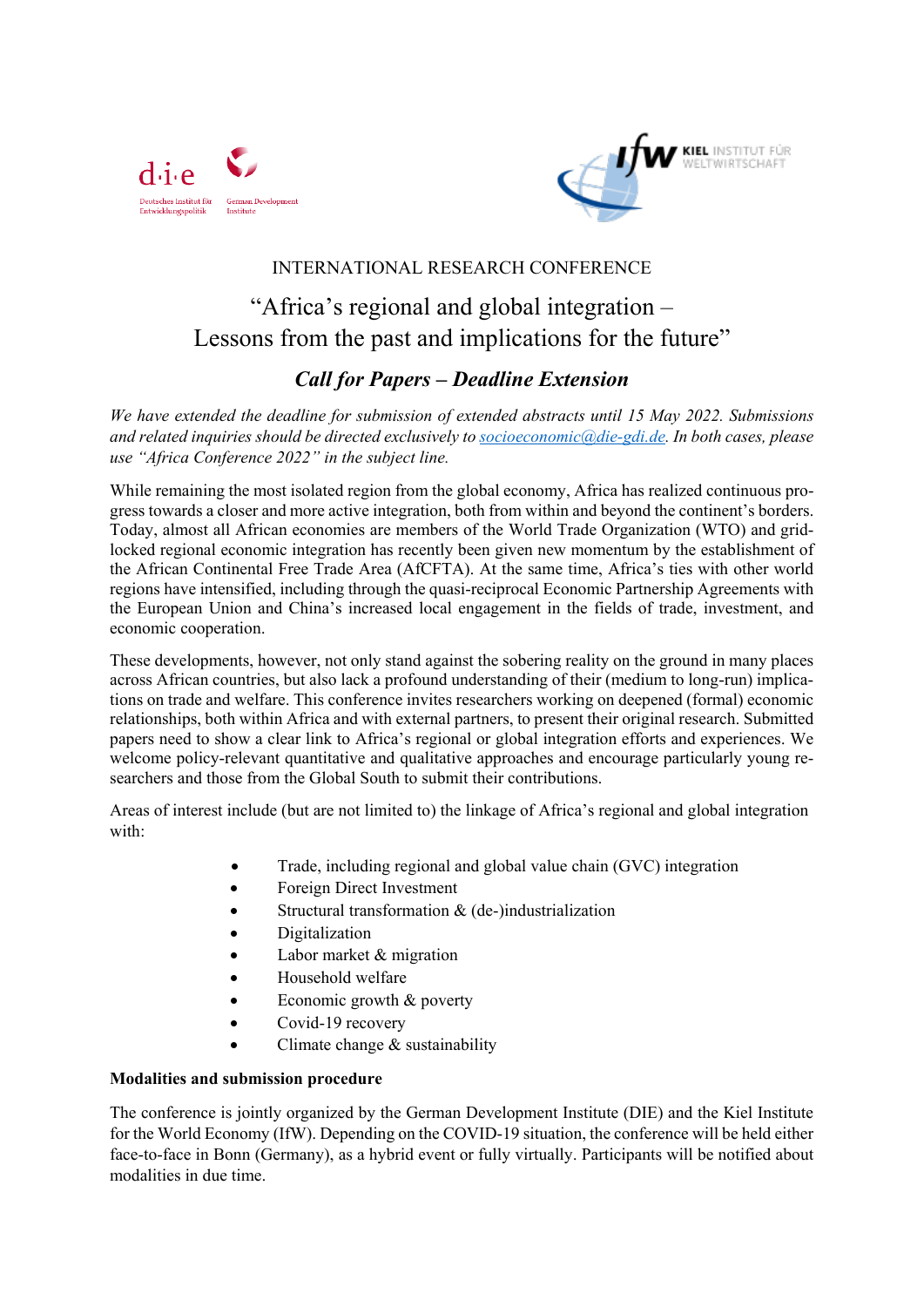INTERNATIONAL RESEARCH CONFERENCE

# "Africa's regional and global integration – Lessons from the past and implications for the future"

## *Call for Papers – Deadline Extension*

*We have extended the deadline for submission of extended abstracts until 15 May 2022. Submissions and related inquiries should be directed exclusively to socioeconomic@die-gdi.de. In both cases, please use "Africa Conference 2022" in the subject line.*

While remaining the most isolated region from the global economy, Africa has realized continuous progress towards a closer and more active integration, both from within and beyond the continent's borders. Today, almost all African economies are members of the World Trade Organization (WTO) and grid-locked regional economic integration has recently been given new momentum by the establishment of the African Continental Free Trade Area (AfCFTA). At the same time, Africa's ties with other world regions have intensified, including through the quasi-reciprocal Economic Partnership Agreements with the European Union and China's increased local engagement in the fields of trade, investment, and economic cooperation.

These developments, however, not only stand against the sobering reality on the ground in many places across African countries, but also lack a profound understanding of their (medium to long-run) implications on trade and welfare. This conference invites researchers working on deepened (formal) economic relationships, both within Africa and with external partners, to present their original research. Submitted papers need to show a clear link to Africa's regional or global integration efforts and experiences. We welcome policy-relevant quantitative and qualitative approaches and encourage particularly young researchers and those from the Global South to submit their contributions.

Areas of interest include (but are not limited to) the linkage of Africa's regional and global integration with:

- Trade, including regional and global value chain (GVC) integration
- Foreign Direct Investment
- Structural transformation & (de-)industrialization
- Digitalization
- Labor market & migration
- Household welfare
- Economic growth & poverty
- Covid-19 recovery
- Climate change & sustainability

**Modalities and submission procedure**

The conference is jointly organized by the German Development Institute (DIE) and the Kiel Institute for the World Economy (IfW). Depending on the COVID-19 situation, the conference will be held either face-to-face in Bonn (Germany), as a hybrid event or fully virtually. Participants will be notified about modalities in due time.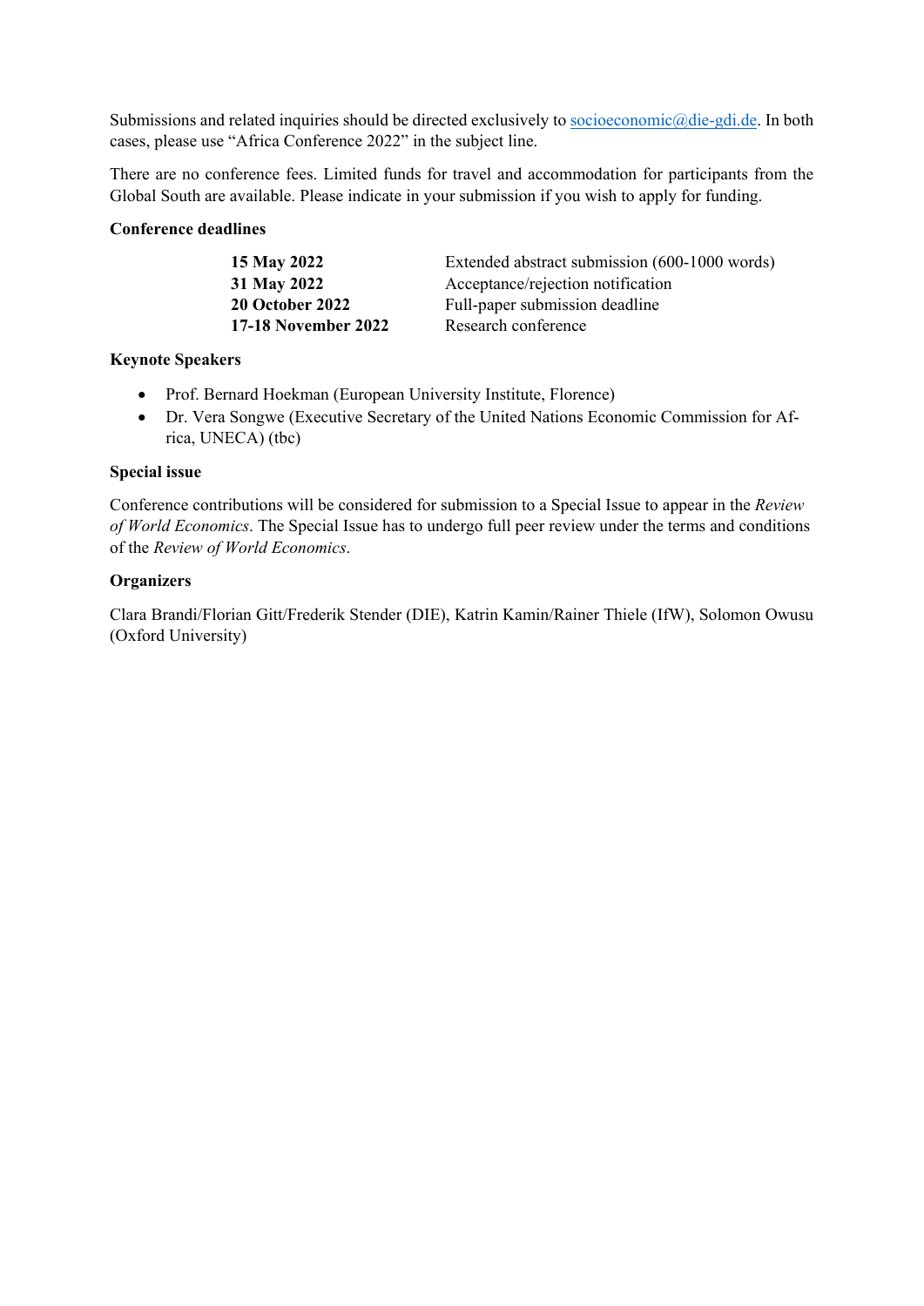Submissions and related inquiries should be directed exclusively to socioeconomic@die-gdi.de. In both cases, please use "Africa Conference 2022" in the subject line.

There are no conference fees. Limited funds for travel and accommodation for participants from the Global South are available. Please indicate in your submission if you wish to apply for funding.

**Conference deadlines**

| | |
|---|---|
| **15 May 2022** | Extended abstract submission (600-1000 words) |
| **31 May 2022** | Acceptance/rejection notification |
| **20 October 2022** | Full-paper submission deadline |
| **17-18 November 2022** | Research conference |

**Keynote Speakers**

- Prof. Bernard Hoekman (European University Institute, Florence)
- Dr. Vera Songwe (Executive Secretary of the United Nations Economic Commission for Africa, UNECA) (tbc)

**Special issue**

Conference contributions will be considered for submission to a Special Issue to appear in the *Review of World Economics*. The Special Issue has to undergo full peer review under the terms and conditions of the *Review of World Economics*.

**Organizers**

Clara Brandi/Florian Gitt/Frederik Stender (DIE), Katrin Kamin/Rainer Thiele (IfW), Solomon Owusu (Oxford University)